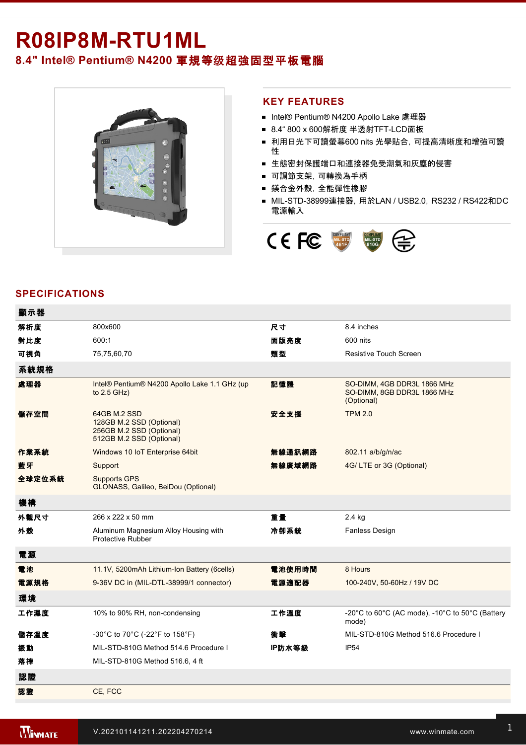# R08IP8M-RTU1ML

## 8.4" Intel® Pentium® N4200 軍規等级超強固型平板電腦

## KEY FEATURES

- Intel® Pentium® N4200 Apollo Lake 處理器
- 8.4“ 800 x 600解析度 半透射TFT-LCD面板
- 利用日光下可讀螢幕600 nits 光學貼合，可提高清晰度和增強可讀性
- 生態密封保護端口和連接器免受潮氣和灰塵的侵害
- 可調節支架，可轉換為手柄
- 鎂合金外殼，全能彈性橡膠
- MIL-STD-38999連接器，用於LAN / USB2.0，RS232 / RS422和DC電源輸入

## SPECIFICATIONS

| 顯示器 | | | |
|---|---|---|---|
| 解析度 | 800x600 | 尺寸 | 8.4 inches |
| 對比度 | 600:1 | 面版亮度 | 600 nits |
| 可視角 | 75,75,60,70 | 類型 | Resistive Touch Screen |
| **系統規格** | | | |
| 處理器 | Intel® Pentium® N4200 Apollo Lake 1.1 GHz (up to 2.5 GHz) | 記憶體 | SO-DIMM, 4GB DDR3L 1866 MHz<br>SO-DIMM, 8GB DDR3L 1866 MHz (Optional) |
| 儲存空間 | 64GB M.2 SSD<br>128GB M.2 SSD (Optional)<br>256GB M.2 SSD (Optional)<br>512GB M.2 SSD (Optional) | 安全支援 | TPM 2.0 |
| 作業系統 | Windows 10 IoT Enterprise 64bit | 無線通訊網路 | 802.11 a/b/g/n/ac |
| 藍牙 | Support | 無線廣域網路 | 4G/ LTE or 3G (Optional) |
| 全球定位系統 | Supports GPS<br>GLONASS, Galileo, BeiDou (Optional) | | |
| **機構** | | | |
| 外觀尺寸 | 266 x 222 x 50 mm | 重量 | 2.4 kg |
| 外殼 | Aluminum Magnesium Alloy Housing with Protective Rubber | 冷卻系統 | Fanless Design |
| **電源** | | | |
| 電池 | 11.1V, 5200mAh Lithium-Ion Battery (6cells) | 電池使用時間 | 8 Hours |
| 電源規格 | 9-36V DC in (MIL-DTL-38999/1 connector) | 電源適配器 | 100-240V, 50-60Hz / 19V DC |
| **環境** | | | |
| 工作濕度 | 10% to 90% RH, non-condensing | 工作溫度 | -20°C to 60°C (AC mode), -10°C to 50°C (Battery mode) |
| 儲存溫度 | -30°C to 70°C (-22°F to 158°F) | 衝擊 | MIL-STD-810G Method 516.6 Procedure I |
| 振動 | MIL-STD-810G Method 514.6 Procedure I | IP防水等級 | IP54 |
| 落摔 | MIL-STD-810G Method 516.6, 4 ft | | |
| **認證** | | | |
| 認證 | CE, FCC | | |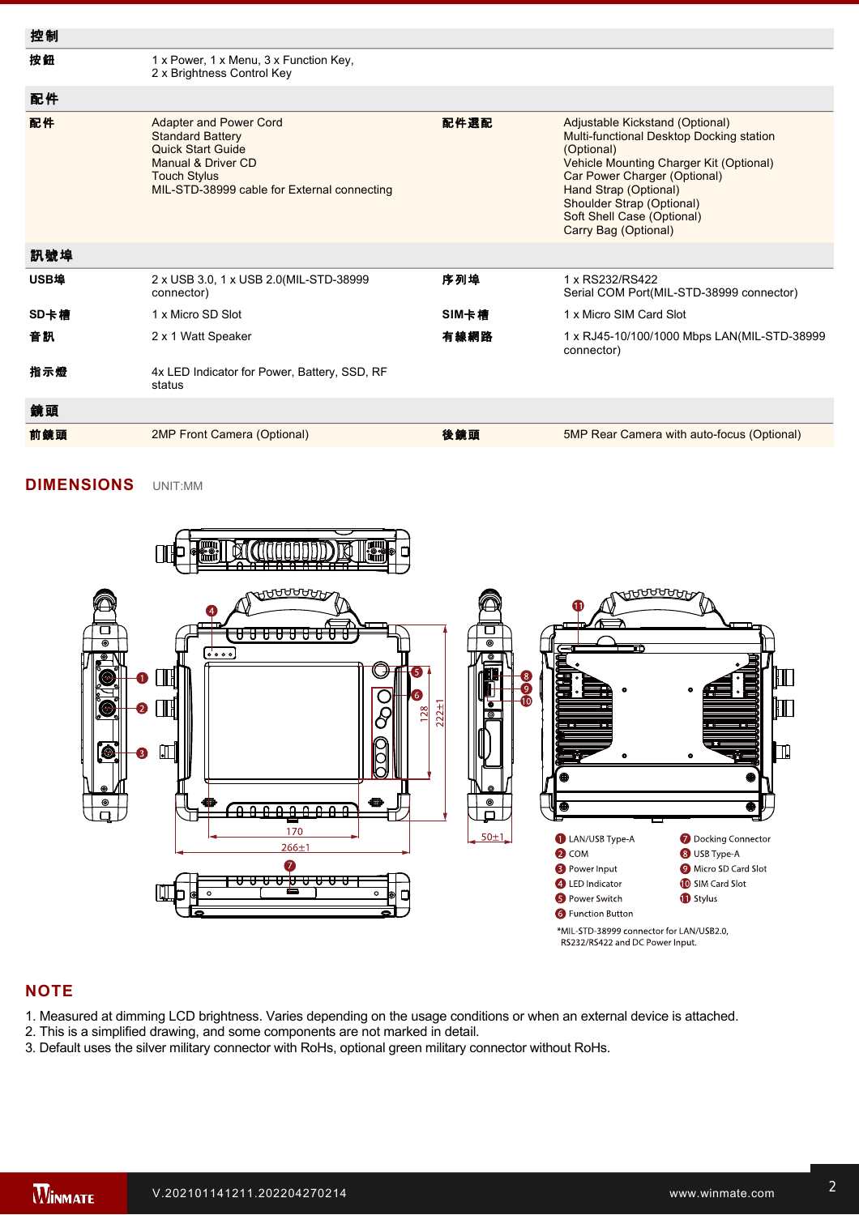## 控制

| | | | |
|---|---|---|---|
| 按鈕 | 1 x Power, 1 x Menu, 3 x Function Key,<br>2 x Brightness Control Key | | |

## 配件

| | | | |
|---|---|---|---|
| 配件 | Adapter and Power Cord<br>Standard Battery<br>Quick Start Guide<br>Manual & Driver CD<br>Touch Stylus<br>MIL-STD-38999 cable for External connecting | 配件選配 | Adjustable Kickstand (Optional)<br>Multi-functional Desktop Docking station (Optional)<br>Vehicle Mounting Charger Kit (Optional)<br>Car Power Charger (Optional)<br>Hand Strap (Optional)<br>Shoulder Strap (Optional)<br>Soft Shell Case (Optional)<br>Carry Bag (Optional) |

## 訊號埠

| | | | |
|---|---|---|---|
| USB埠 | 2 x USB 3.0, 1 x USB 2.0(MIL-STD-38999 connector) | 序列埠 | 1 x RS232/RS422<br>Serial COM Port(MIL-STD-38999 connector) |
| SD卡槽 | 1 x Micro SD Slot | SIM卡槽 | 1 x Micro SIM Card Slot |
| 音訊 | 2 x 1 Watt Speaker | 有線網路 | 1 x RJ45-10/100/1000 Mbps LAN(MIL-STD-38999 connector) |
| 指示燈 | 4x LED Indicator for Power, Battery, SSD, RF status | | |

## 鏡頭

| | | | |
|---|---|---|---|
| 前鏡頭 | 2MP Front Camera (Optional) | 後鏡頭 | 5MP Rear Camera with auto-focus (Optional) |

## DIMENSIONS

UNIT:MM

170
266±1
128
222±1
50±1

1. LAN/USB Type-A
2. COM
3. Power Input
4. LED Indicator
5. Power Switch
6. Function Button
7. Docking Connector
8. USB Type-A
9. Micro SD Card Slot
10. SIM Card Slot
11. Stylus

*MIL-STD-38999 connector for LAN/USB2.0, RS232/RS422 and DC Power Input.

## NOTE

1. Measured at dimming LCD brightness. Varies depending on the usage conditions or when an external device is attached.
2. This is a simplified drawing, and some components are not marked in detail.
3. Default uses the silver military connector with RoHs, optional green military connector without RoHs.

V.202101141211.202204270214